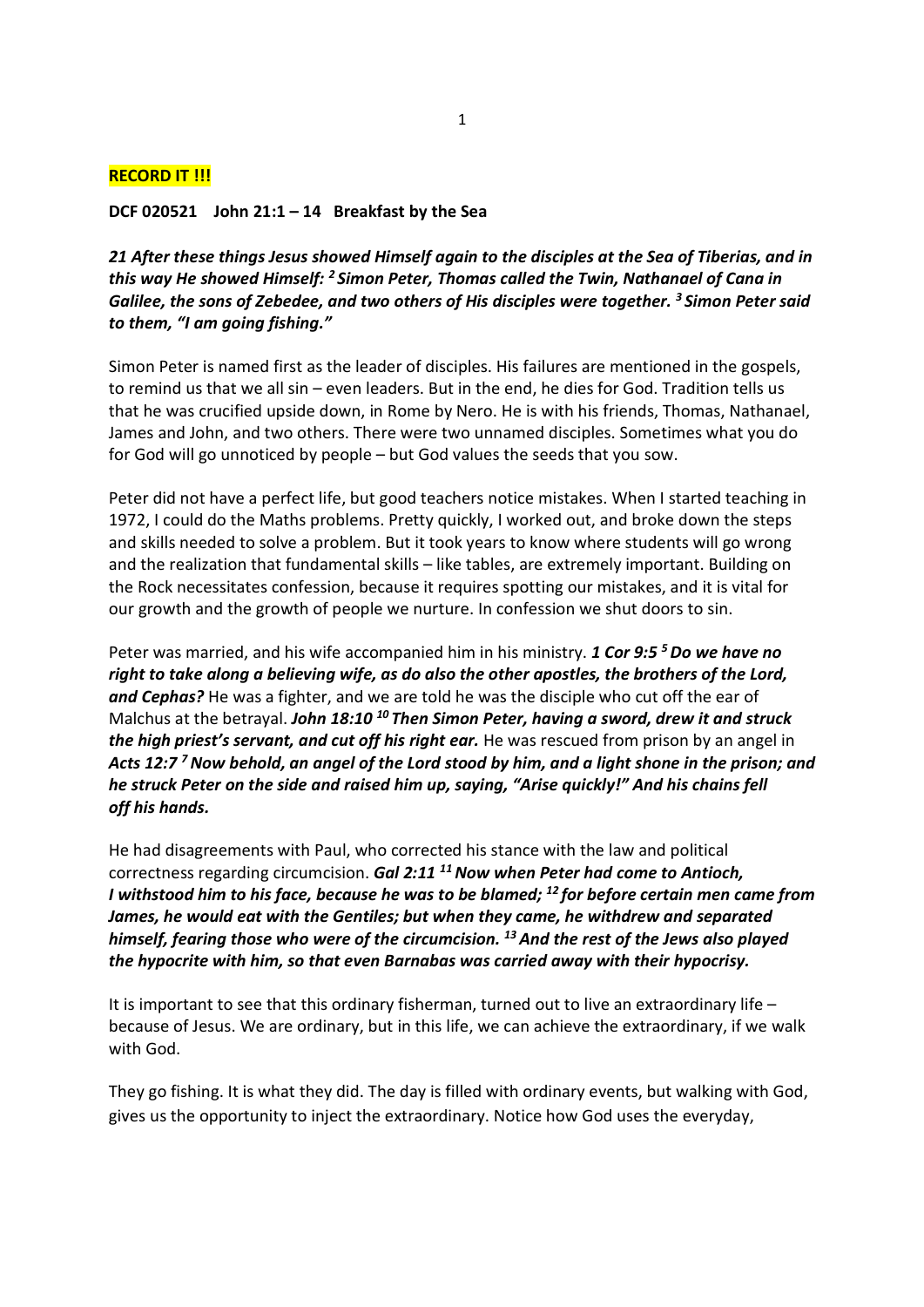**RECORD IT !!!**

**DCF 020521 John 21:1 – 14 Breakfast by the Sea**

***21 After these things Jesus showed Himself again to the disciples at the Sea of Tiberias, and in this way He showed Himself: [2] Simon Peter, Thomas called the Twin, Nathanael of Cana in Galilee, the sons of Zebedee, and two others of His disciples were together. [3] Simon Peter said to them, "I am going fishing."***

Simon Peter is named first as the leader of disciples. His failures are mentioned in the gospels, to remind us that we all sin – even leaders. But in the end, he dies for God. Tradition tells us that he was crucified upside down, in Rome by Nero. He is with his friends, Thomas, Nathanael, James and John, and two others. There were two unnamed disciples. Sometimes what you do for God will go unnoticed by people – but God values the seeds that you sow.

Peter did not have a perfect life, but good teachers notice mistakes. When I started teaching in 1972, I could do the Maths problems. Pretty quickly, I worked out, and broke down the steps and skills needed to solve a problem. But it took years to know where students will go wrong and the realization that fundamental skills – like tables, are extremely important. Building on the Rock necessitates confession, because it requires spotting our mistakes, and it is vital for our growth and the growth of people we nurture. In confession we shut doors to sin.

Peter was married, and his wife accompanied him in his ministry. ***1 Cor 9:5 [5] Do we have no right to take along a believing wife, as do also the other apostles, the brothers of the Lord, and Cephas?*** He was a fighter, and we are told he was the disciple who cut off the ear of Malchus at the betrayal. ***John 18:10 [10] Then Simon Peter, having a sword, drew it and struck the high priest's servant, and cut off his right ear.*** He was rescued from prison by an angel in ***Acts 12:7 [7] Now behold, an angel of the Lord stood by him, and a light shone in the prison; and he struck Peter on the side and raised him up, saying, "Arise quickly!" And his chains fell off his hands.***

He had disagreements with Paul, who corrected his stance with the law and political correctness regarding circumcision. ***Gal 2:11 [11] Now when Peter had come to Antioch, I withstood him to his face, because he was to be blamed; [12] for before certain men came from James, he would eat with the Gentiles; but when they came, he withdrew and separated himself, fearing those who were of the circumcision. [13] And the rest of the Jews also played the hypocrite with him, so that even Barnabas was carried away with their hypocrisy.***

It is important to see that this ordinary fisherman, turned out to live an extraordinary life – because of Jesus. We are ordinary, but in this life, we can achieve the extraordinary, if we walk with God.

They go fishing. It is what they did. The day is filled with ordinary events, but walking with God, gives us the opportunity to inject the extraordinary. Notice how God uses the everyday,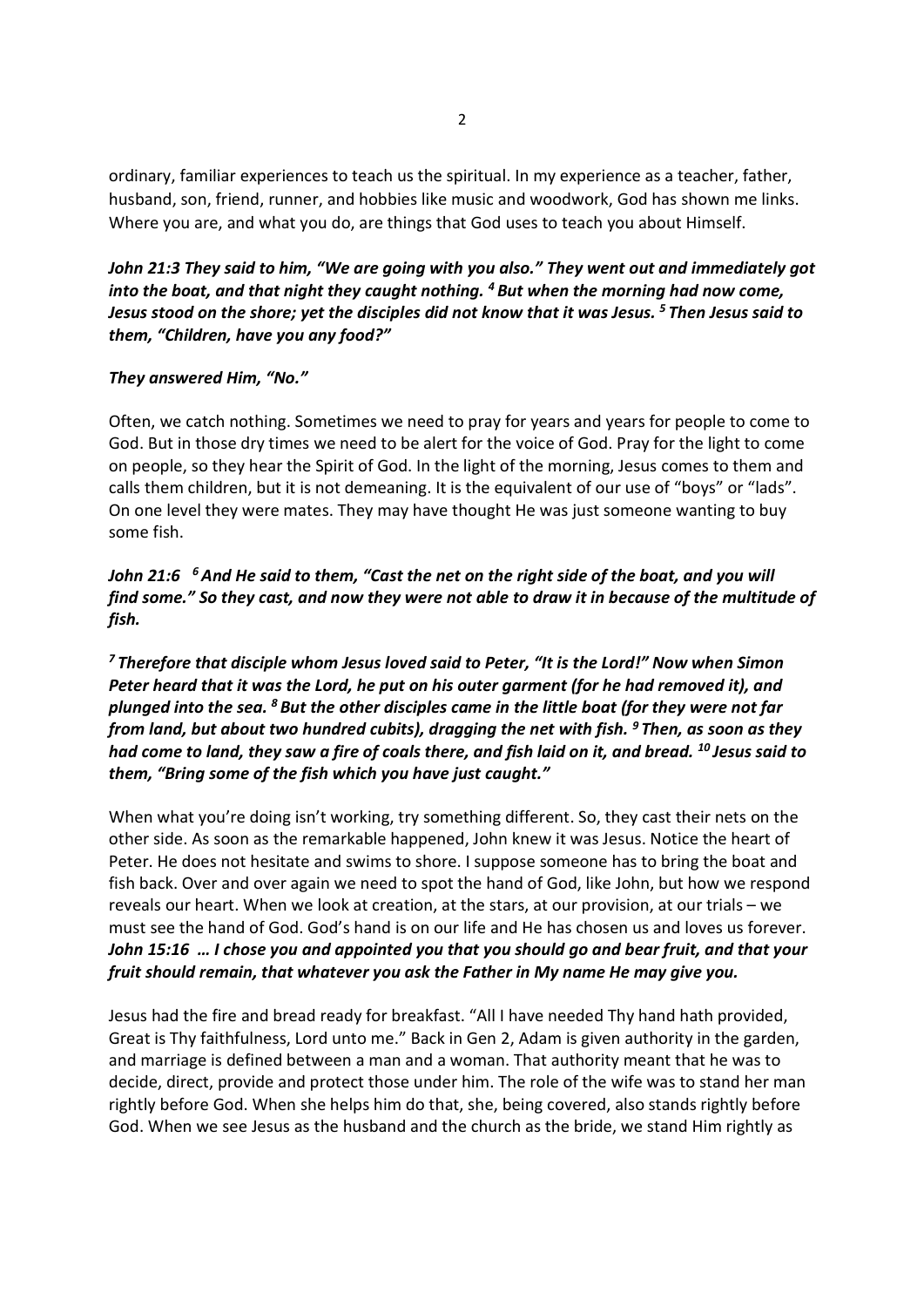ordinary, familiar experiences to teach us the spiritual. In my experience as a teacher, father, husband, son, friend, runner, and hobbies like music and woodwork, God has shown me links. Where you are, and what you do, are things that God uses to teach you about Himself.

***John 21:3 They said to him, "We are going with you also." They went out and immediately got into the boat, and that night they caught nothing. [4] But when the morning had now come, Jesus stood on the shore; yet the disciples did not know that it was Jesus. [5] Then Jesus said to them, "Children, have you any food?"***

***They answered Him, "No."***

Often, we catch nothing. Sometimes we need to pray for years and years for people to come to God. But in those dry times we need to be alert for the voice of God. Pray for the light to come on people, so they hear the Spirit of God. In the light of the morning, Jesus comes to them and calls them children, but it is not demeaning. It is the equivalent of our use of "boys" or "lads". On one level they were mates. They may have thought He was just someone wanting to buy some fish.

***John 21:6 [6] And He said to them, "Cast the net on the right side of the boat, and you will find some." So they cast, and now they were not able to draw it in because of the multitude of fish.***

***[7] Therefore that disciple whom Jesus loved said to Peter, "It is the Lord!" Now when Simon Peter heard that it was the Lord, he put on his outer garment (for he had removed it), and plunged into the sea. [8] But the other disciples came in the little boat (for they were not far from land, but about two hundred cubits), dragging the net with fish. [9] Then, as soon as they had come to land, they saw a fire of coals there, and fish laid on it, and bread. [10] Jesus said to them, "Bring some of the fish which you have just caught."***

When what you're doing isn't working, try something different. So, they cast their nets on the other side. As soon as the remarkable happened, John knew it was Jesus. Notice the heart of Peter. He does not hesitate and swims to shore. I suppose someone has to bring the boat and fish back. Over and over again we need to spot the hand of God, like John, but how we respond reveals our heart. When we look at creation, at the stars, at our provision, at our trials – we must see the hand of God. God's hand is on our life and He has chosen us and loves us forever.
***John 15:16 … I chose you and appointed you that you should go and bear fruit, and that your fruit should remain, that whatever you ask the Father in My name He may give you.***

Jesus had the fire and bread ready for breakfast. "All I have needed Thy hand hath provided, Great is Thy faithfulness, Lord unto me." Back in Gen 2, Adam is given authority in the garden, and marriage is defined between a man and a woman. That authority meant that he was to decide, direct, provide and protect those under him. The role of the wife was to stand her man rightly before God. When she helps him do that, she, being covered, also stands rightly before God. When we see Jesus as the husband and the church as the bride, we stand Him rightly as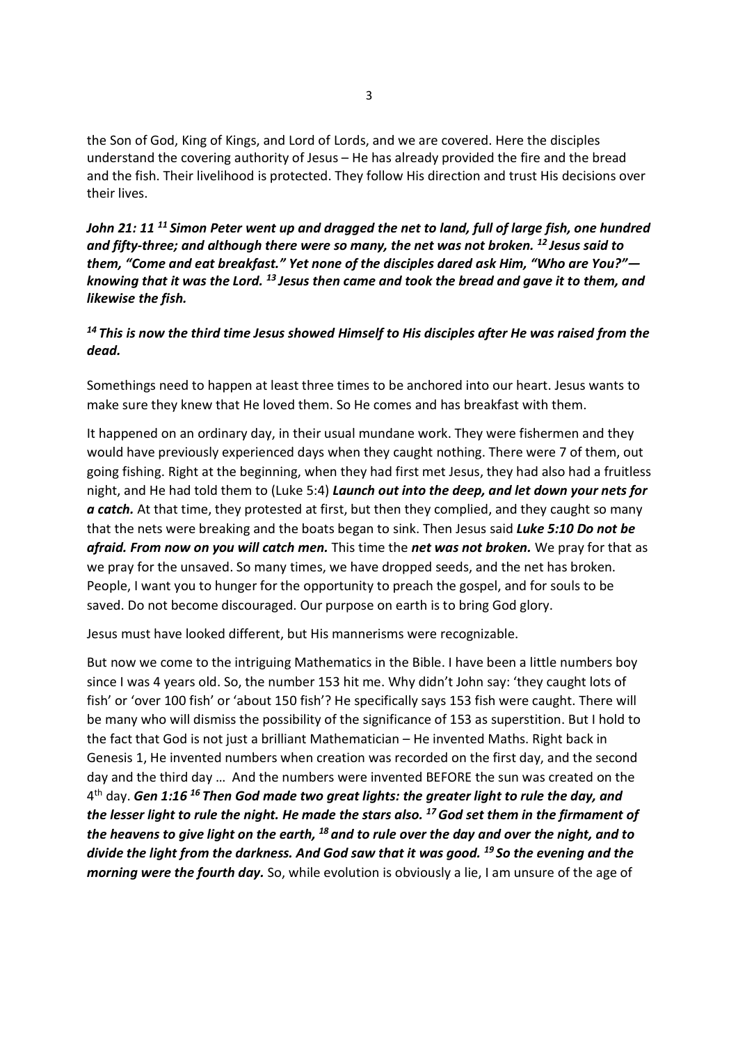the Son of God, King of Kings, and Lord of Lords, and we are covered. Here the disciples understand the covering authority of Jesus – He has already provided the fire and the bread and the fish. Their livelihood is protected. They follow His direction and trust His decisions over their lives.

***John 21: 11 [11] Simon Peter went up and dragged the net to land, full of large fish, one hundred and fifty-three; and although there were so many, the net was not broken. [12] Jesus said to them, "Come and eat breakfast." Yet none of the disciples dared ask Him, "Who are You?"—knowing that it was the Lord. [13] Jesus then came and took the bread and gave it to them, and likewise the fish.***

***[14] This is now the third time Jesus showed Himself to His disciples after He was raised from the dead.***

Somethings need to happen at least three times to be anchored into our heart. Jesus wants to make sure they knew that He loved them. So He comes and has breakfast with them.

It happened on an ordinary day, in their usual mundane work. They were fishermen and they would have previously experienced days when they caught nothing. There were 7 of them, out going fishing. Right at the beginning, when they had first met Jesus, they had also had a fruitless night, and He had told them to (Luke 5:4) ***Launch out into the deep, and let down your nets for a catch.*** At that time, they protested at first, but then they complied, and they caught so many that the nets were breaking and the boats began to sink. Then Jesus said ***Luke 5:10 Do not be afraid. From now on you will catch men.*** This time the ***net was not broken.*** We pray for that as we pray for the unsaved. So many times, we have dropped seeds, and the net has broken. People, I want you to hunger for the opportunity to preach the gospel, and for souls to be saved. Do not become discouraged. Our purpose on earth is to bring God glory.

Jesus must have looked different, but His mannerisms were recognizable.

But now we come to the intriguing Mathematics in the Bible. I have been a little numbers boy since I was 4 years old. So, the number 153 hit me. Why didn't John say: 'they caught lots of fish' or 'over 100 fish' or 'about 150 fish'? He specifically says 153 fish were caught. There will be many who will dismiss the possibility of the significance of 153 as superstition. But I hold to the fact that God is not just a brilliant Mathematician – He invented Maths. Right back in Genesis 1, He invented numbers when creation was recorded on the first day, and the second day and the third day … And the numbers were invented BEFORE the sun was created on the 4th day. ***Gen 1:16 [16] Then God made two great lights: the greater light to rule the day, and the lesser light to rule the night. He made the stars also. [17] God set them in the firmament of the heavens to give light on the earth, [18] and to rule over the day and over the night, and to divide the light from the darkness. And God saw that it was good. [19] So the evening and the morning were the fourth day.*** So, while evolution is obviously a lie, I am unsure of the age of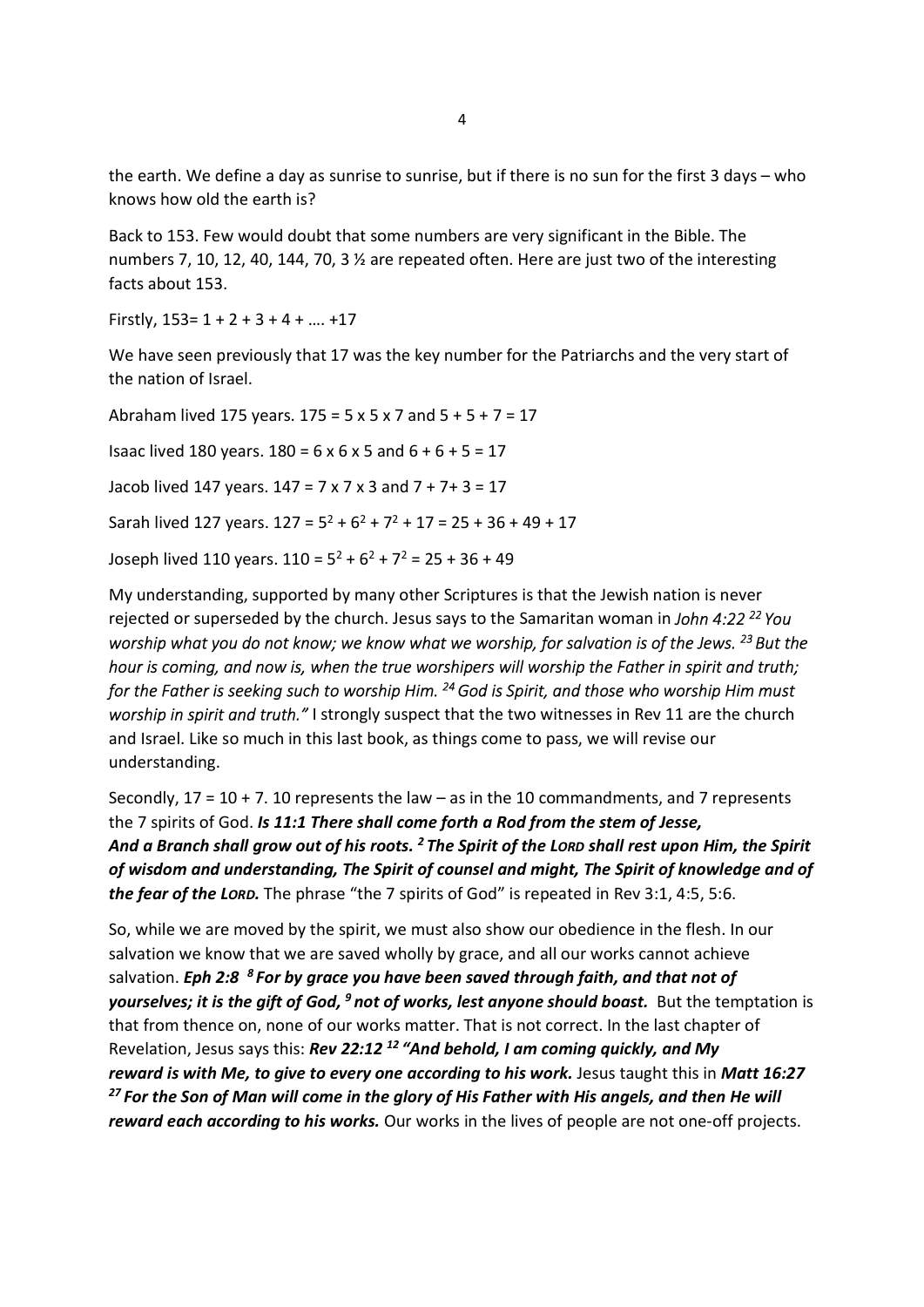the earth. We define a day as sunrise to sunrise, but if there is no sun for the first 3 days – who knows how old the earth is?

Back to 153. Few would doubt that some numbers are very significant in the Bible. The numbers 7, 10, 12, 40, 144, 70, 3 ½ are repeated often. Here are just two of the interesting facts about 153.

Firstly, 153= 1 + 2 + 3 + 4 + …. +17

We have seen previously that 17 was the key number for the Patriarchs and the very start of the nation of Israel.

Abraham lived 175 years. 175 = 5 x 5 x 7 and 5 + 5 + 7 = 17

Isaac lived 180 years. 180 = 6 x 6 x 5 and 6 + 6 + 5 = 17

Jacob lived 147 years. 147 = 7 x 7 x 3 and 7 + 7+ 3 = 17

Sarah lived 127 years. 127 = $5^2 + 6^2 + 7^2$ + 17 = 25 + 36 + 49 + 17

Joseph lived 110 years. 110 = $5^2 + 6^2 + 7^2$ = 25 + 36 + 49

My understanding, supported by many other Scriptures is that the Jewish nation is never rejected or superseded by the church. Jesus says to the Samaritan woman in *John 4:22 [22] You worship what you do not know; we know what we worship, for salvation is of the Jews. [23] But the hour is coming, and now is, when the true worshipers will worship the Father in spirit and truth; for the Father is seeking such to worship Him. [24] God is Spirit, and those who worship Him must worship in spirit and truth."* I strongly suspect that the two witnesses in Rev 11 are the church and Israel. Like so much in this last book, as things come to pass, we will revise our understanding.

Secondly, 17 = 10 + 7. 10 represents the law – as in the 10 commandments, and 7 represents the 7 spirits of God. ***Is 11:1 There shall come forth a Rod from the stem of Jesse, And a Branch shall grow out of his roots. [2] The Spirit of the LORD shall rest upon Him, the Spirit of wisdom and understanding, The Spirit of counsel and might, The Spirit of knowledge and of the fear of the LORD.*** The phrase "the 7 spirits of God" is repeated in Rev 3:1, 4:5, 5:6.

So, while we are moved by the spirit, we must also show our obedience in the flesh. In our salvation we know that we are saved wholly by grace, and all our works cannot achieve salvation. ***Eph 2:8 [8] For by grace you have been saved through faith, and that not of yourselves; it is the gift of God, [9] not of works, lest anyone should boast.*** But the temptation is that from thence on, none of our works matter. That is not correct. In the last chapter of Revelation, Jesus says this: ***Rev 22:12 [12] "And behold, I am coming quickly, and My reward is with Me, to give to every one according to his work.*** Jesus taught this in ***Matt 16:27 [27] For the Son of Man will come in the glory of His Father with His angels, and then He will reward each according to his works.*** Our works in the lives of people are not one-off projects.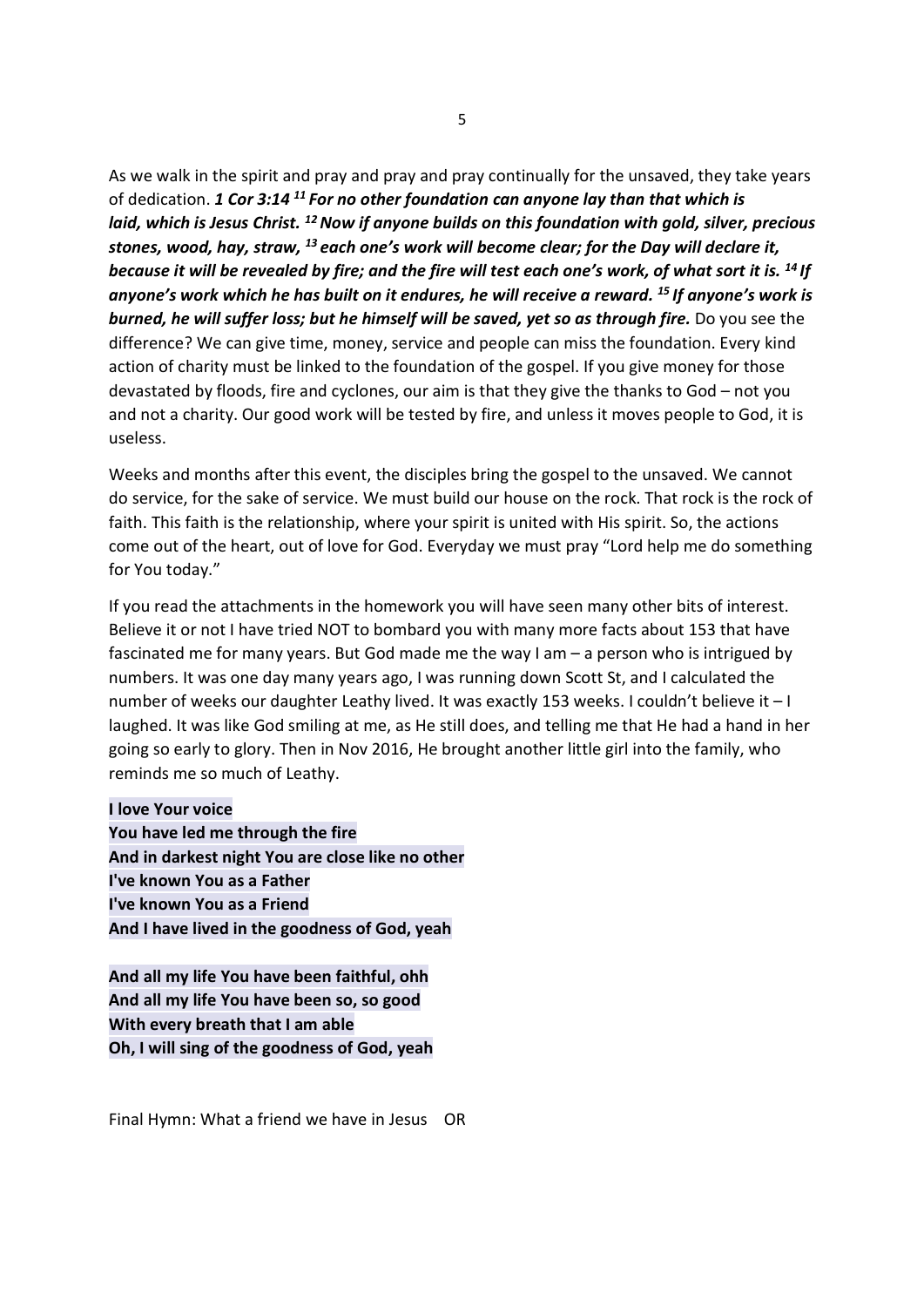As we walk in the spirit and pray and pray and pray continually for the unsaved, they take years of dedication. ***1 Cor 3:14 [11] For no other foundation can anyone lay than that which is laid, which is Jesus Christ. [12] Now if anyone builds on this foundation with gold, silver, precious stones, wood, hay, straw, [13] each one's work will become clear; for the Day will declare it, because it will be revealed by fire; and the fire will test each one's work, of what sort it is. [14] If anyone's work which he has built on it endures, he will receive a reward. [15] If anyone's work is burned, he will suffer loss; but he himself will be saved, yet so as through fire.*** Do you see the difference? We can give time, money, service and people can miss the foundation. Every kind action of charity must be linked to the foundation of the gospel. If you give money for those devastated by floods, fire and cyclones, our aim is that they give the thanks to God – not you and not a charity. Our good work will be tested by fire, and unless it moves people to God, it is useless.

Weeks and months after this event, the disciples bring the gospel to the unsaved. We cannot do service, for the sake of service. We must build our house on the rock. That rock is the rock of faith. This faith is the relationship, where your spirit is united with His spirit. So, the actions come out of the heart, out of love for God. Everyday we must pray "Lord help me do something for You today."

If you read the attachments in the homework you will have seen many other bits of interest. Believe it or not I have tried NOT to bombard you with many more facts about 153 that have fascinated me for many years. But God made me the way I am – a person who is intrigued by numbers. It was one day many years ago, I was running down Scott St, and I calculated the number of weeks our daughter Leathy lived. It was exactly 153 weeks. I couldn't believe it – I laughed. It was like God smiling at me, as He still does, and telling me that He had a hand in her going so early to glory. Then in Nov 2016, He brought another little girl into the family, who reminds me so much of Leathy.

**I love Your voice**
**You have led me through the fire**
**And in darkest night You are close like no other**
**I've known You as a Father**
**I've known You as a Friend**
**And I have lived in the goodness of God, yeah**

**And all my life You have been faithful, ohh**
**And all my life You have been so, so good**
**With every breath that I am able**
**Oh, I will sing of the goodness of God, yeah**

Final Hymn: What a friend we have in Jesus OR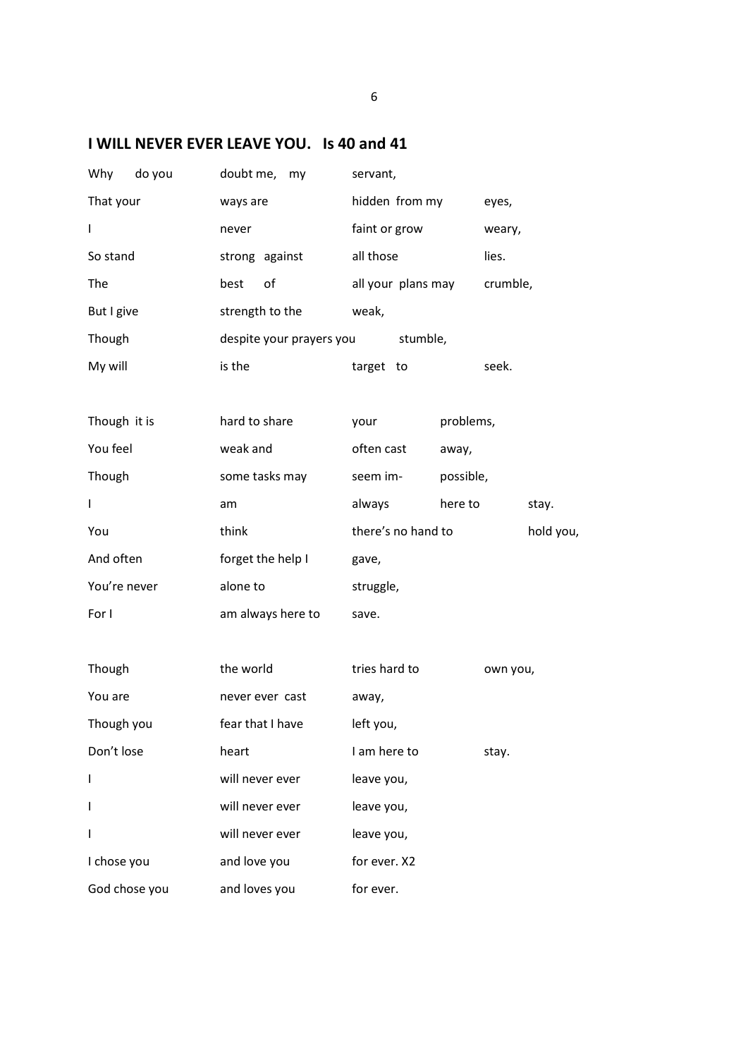## I WILL NEVER EVER LEAVE YOU. Is 40 and 41

Why do you doubt me, my servant,
That your ways are hidden from my eyes,
I never faint or grow weary,
So stand strong against all those lies.
The best of all your plans may crumble,
But I give strength to the weak,
Though despite your prayers you stumble,
My will is the target to seek.

Though it is hard to share your problems,
You feel weak and often cast away,
Though some tasks may seem im- possible,
I am always here to stay.
You think there's no hand to hold you,
And often forget the help I gave,
You're never alone to struggle,
For I am always here to save.

Though the world tries hard to own you,
You are never ever cast away,
Though you fear that I have left you,
Don't lose heart I am here to stay.
I will never ever leave you,
I will never ever leave you,
I will never ever leave you,
I chose you and love you for ever. X2
God chose you and loves you for ever.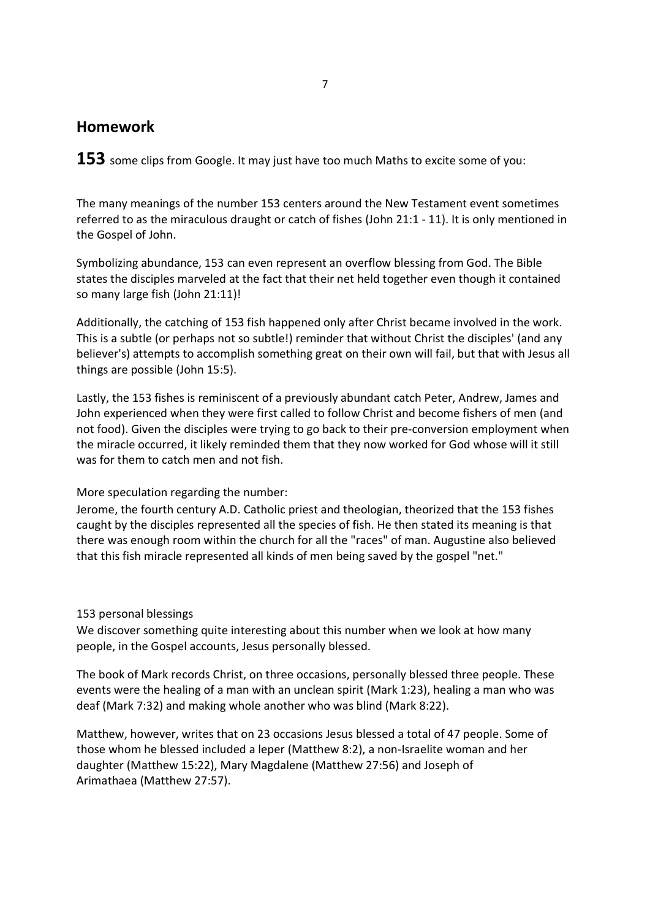## Homework

**153** some clips from Google. It may just have too much Maths to excite some of you:

The many meanings of the number 153 centers around the New Testament event sometimes referred to as the miraculous draught or catch of fishes (John 21:1 - 11). It is only mentioned in the Gospel of John.

Symbolizing abundance, 153 can even represent an overflow blessing from God. The Bible states the disciples marveled at the fact that their net held together even though it contained so many large fish (John 21:11)!

Additionally, the catching of 153 fish happened only after Christ became involved in the work. This is a subtle (or perhaps not so subtle!) reminder that without Christ the disciples' (and any believer's) attempts to accomplish something great on their own will fail, but that with Jesus all things are possible (John 15:5).

Lastly, the 153 fishes is reminiscent of a previously abundant catch Peter, Andrew, James and John experienced when they were first called to follow Christ and become fishers of men (and not food). Given the disciples were trying to go back to their pre-conversion employment when the miracle occurred, it likely reminded them that they now worked for God whose will it still was for them to catch men and not fish.

More speculation regarding the number:
Jerome, the fourth century A.D. Catholic priest and theologian, theorized that the 153 fishes caught by the disciples represented all the species of fish. He then stated its meaning is that there was enough room within the church for all the "races" of man. Augustine also believed that this fish miracle represented all kinds of men being saved by the gospel "net."

153 personal blessings
We discover something quite interesting about this number when we look at how many people, in the Gospel accounts, Jesus personally blessed.

The book of Mark records Christ, on three occasions, personally blessed three people. These events were the healing of a man with an unclean spirit (Mark 1:23), healing a man who was deaf (Mark 7:32) and making whole another who was blind (Mark 8:22).

Matthew, however, writes that on 23 occasions Jesus blessed a total of 47 people. Some of those whom he blessed included a leper (Matthew 8:2), a non-Israelite woman and her daughter (Matthew 15:22), Mary Magdalene (Matthew 27:56) and Joseph of Arimathaea (Matthew 27:57).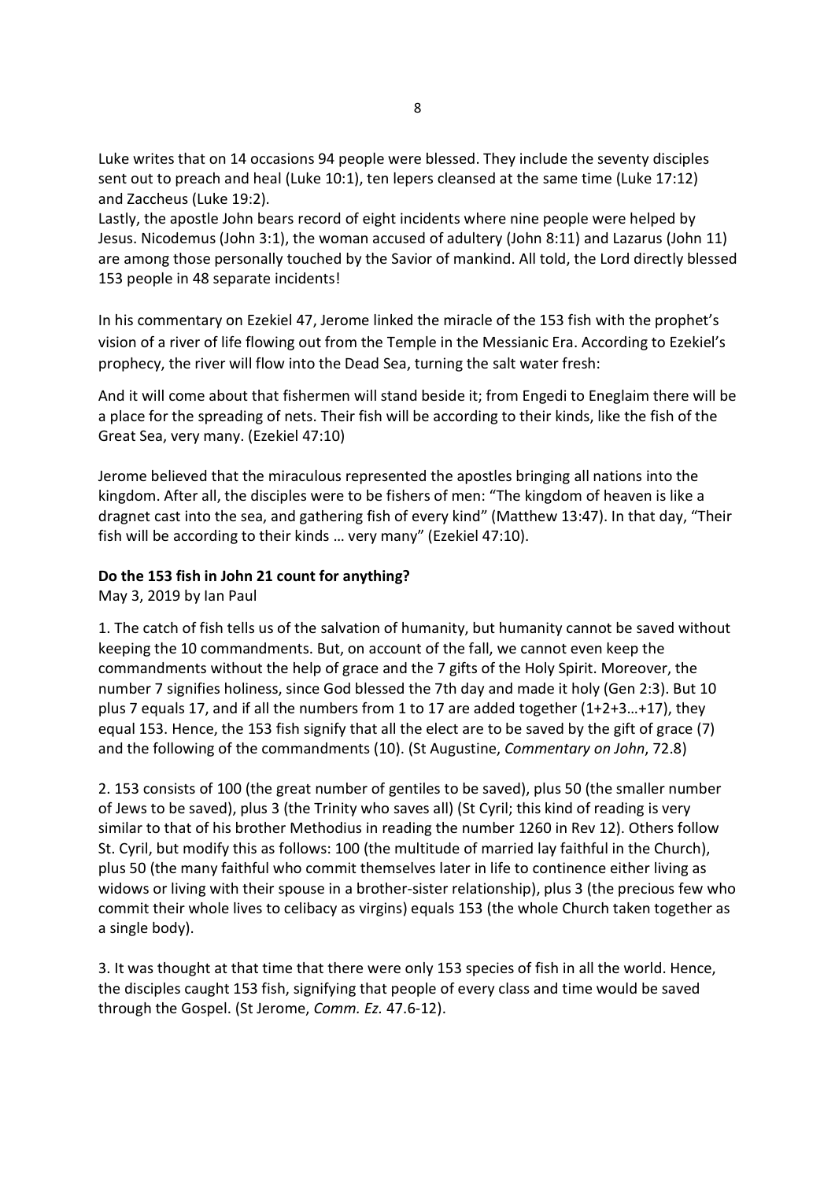Luke writes that on 14 occasions 94 people were blessed. They include the seventy disciples sent out to preach and heal (Luke 10:1), ten lepers cleansed at the same time (Luke 17:12) and Zaccheus (Luke 19:2).
Lastly, the apostle John bears record of eight incidents where nine people were helped by Jesus. Nicodemus (John 3:1), the woman accused of adultery (John 8:11) and Lazarus (John 11) are among those personally touched by the Savior of mankind. All told, the Lord directly blessed 153 people in 48 separate incidents!

In his commentary on Ezekiel 47, Jerome linked the miracle of the 153 fish with the prophet's vision of a river of life flowing out from the Temple in the Messianic Era. According to Ezekiel's prophecy, the river will flow into the Dead Sea, turning the salt water fresh:

And it will come about that fishermen will stand beside it; from Engedi to Eneglaim there will be a place for the spreading of nets. Their fish will be according to their kinds, like the fish of the Great Sea, very many. (Ezekiel 47:10)

Jerome believed that the miraculous represented the apostles bringing all nations into the kingdom. After all, the disciples were to be fishers of men: "The kingdom of heaven is like a dragnet cast into the sea, and gathering fish of every kind" (Matthew 13:47). In that day, "Their fish will be according to their kinds … very many" (Ezekiel 47:10).

**Do the 153 fish in John 21 count for anything?**
May 3, 2019 by Ian Paul

1. The catch of fish tells us of the salvation of humanity, but humanity cannot be saved without keeping the 10 commandments. But, on account of the fall, we cannot even keep the commandments without the help of grace and the 7 gifts of the Holy Spirit. Moreover, the number 7 signifies holiness, since God blessed the 7th day and made it holy (Gen 2:3). But 10 plus 7 equals 17, and if all the numbers from 1 to 17 are added together (1+2+3…+17), they equal 153. Hence, the 153 fish signify that all the elect are to be saved by the gift of grace (7) and the following of the commandments (10). (St Augustine, *Commentary on John*, 72.8)

2. 153 consists of 100 (the great number of gentiles to be saved), plus 50 (the smaller number of Jews to be saved), plus 3 (the Trinity who saves all) (St Cyril; this kind of reading is very similar to that of his brother Methodius in reading the number 1260 in Rev 12). Others follow St. Cyril, but modify this as follows: 100 (the multitude of married lay faithful in the Church), plus 50 (the many faithful who commit themselves later in life to continence either living as widows or living with their spouse in a brother-sister relationship), plus 3 (the precious few who commit their whole lives to celibacy as virgins) equals 153 (the whole Church taken together as a single body).

3. It was thought at that time that there were only 153 species of fish in all the world. Hence, the disciples caught 153 fish, signifying that people of every class and time would be saved through the Gospel. (St Jerome, *Comm. Ez.* 47.6-12).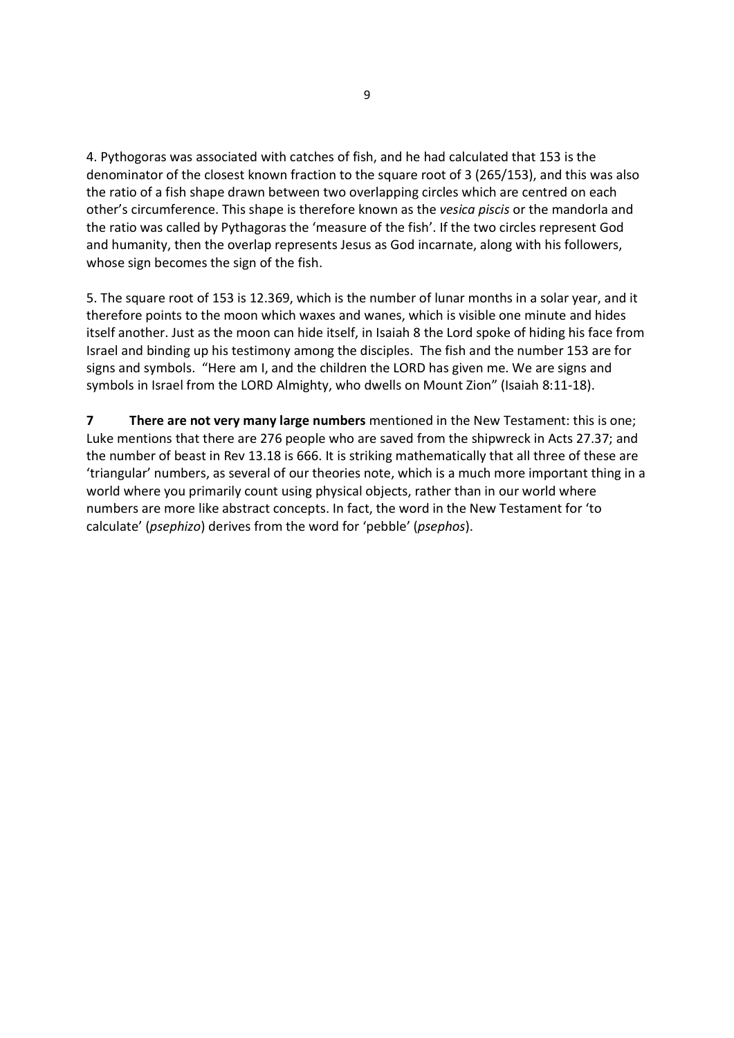4. Pythogoras was associated with catches of fish, and he had calculated that 153 is the denominator of the closest known fraction to the square root of 3 (265/153), and this was also the ratio of a fish shape drawn between two overlapping circles which are centred on each other's circumference. This shape is therefore known as the *vesica piscis* or the mandorla and the ratio was called by Pythagoras the 'measure of the fish'. If the two circles represent God and humanity, then the overlap represents Jesus as God incarnate, along with his followers, whose sign becomes the sign of the fish.

5. The square root of 153 is 12.369, which is the number of lunar months in a solar year, and it therefore points to the moon which waxes and wanes, which is visible one minute and hides itself another. Just as the moon can hide itself, in Isaiah 8 the Lord spoke of hiding his face from Israel and binding up his testimony among the disciples. The fish and the number 153 are for signs and symbols. "Here am I, and the children the LORD has given me. We are signs and symbols in Israel from the LORD Almighty, who dwells on Mount Zion" (Isaiah 8:11-18).

**7 There are not very many large numbers** mentioned in the New Testament: this is one; Luke mentions that there are 276 people who are saved from the shipwreck in Acts 27.37; and the number of beast in Rev 13.18 is 666. It is striking mathematically that all three of these are 'triangular' numbers, as several of our theories note, which is a much more important thing in a world where you primarily count using physical objects, rather than in our world where numbers are more like abstract concepts. In fact, the word in the New Testament for 'to calculate' (*psephizo*) derives from the word for 'pebble' (*psephos*).